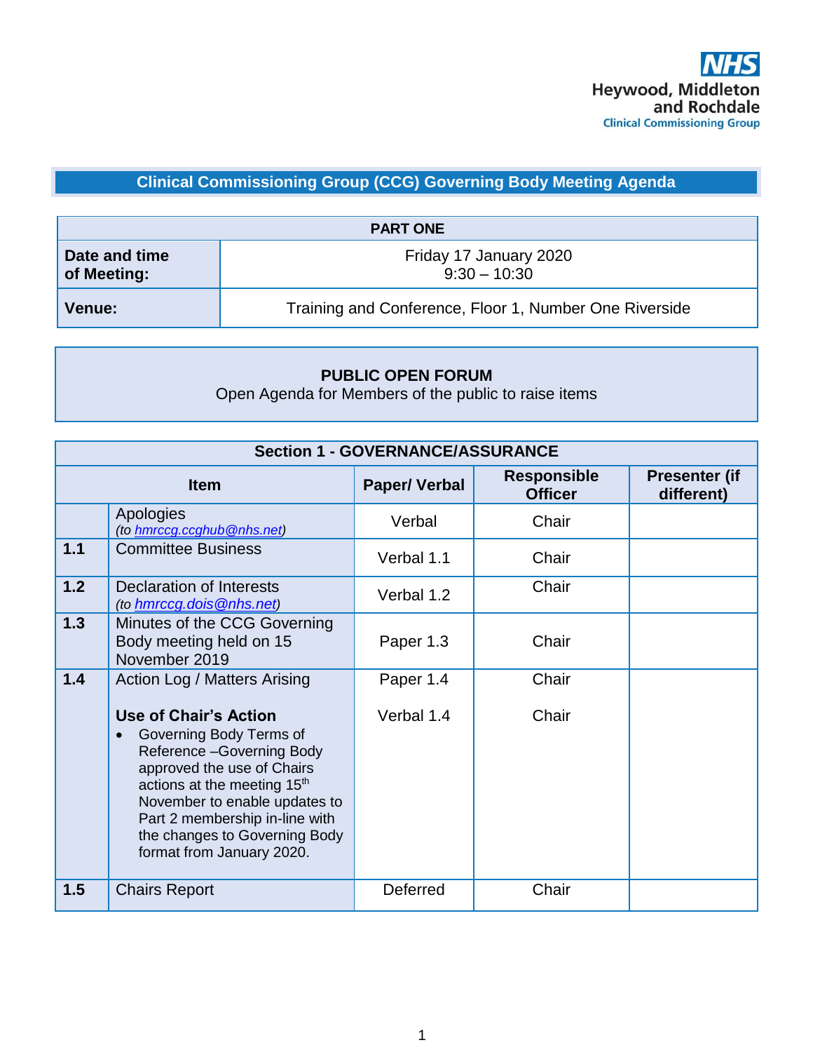NHS
Heywood, Middleton and Rochdale
Clinical Commissioning Group

# Clinical Commissioning Group (CCG) Governing Body Meeting Agenda

| PART ONE | |
|---|---|
| **Date and time of Meeting:** | Friday 17 January 2020<br>9:30 – 10:30 |
| **Venue:** | Training and Conference, Floor 1, Number One Riverside |

**PUBLIC OPEN FORUM**
Open Agenda for Members of the public to raise items

**Section 1 - GOVERNANCE/ASSURANCE**

| | Item | Paper/ Verbal | Responsible Officer | Presenter (if different) |
|---|---|---|---|---|
| | Apologies<br>*(to hmrccg.ccghub@nhs.net)* | Verbal | Chair | |
| **1.1** | Committee Business | Verbal 1.1 | Chair | |
| **1.2** | Declaration of Interests<br>*(to hmrccg.dois@nhs.net)* | Verbal 1.2 | Chair | |
| **1.3** | Minutes of the CCG Governing Body meeting held on 15 November 2019 | Paper 1.3 | Chair | |
| **1.4** | Action Log / Matters Arising<br><br>**Use of Chair's Action**<br>• Governing Body Terms of Reference –Governing Body approved the use of Chairs actions at the meeting 15th November to enable updates to Part 2 membership in-line with the changes to Governing Body format from January 2020. | Paper 1.4<br><br>Verbal 1.4 | Chair<br><br>Chair | |
| **1.5** | Chairs Report | Deferred | Chair | |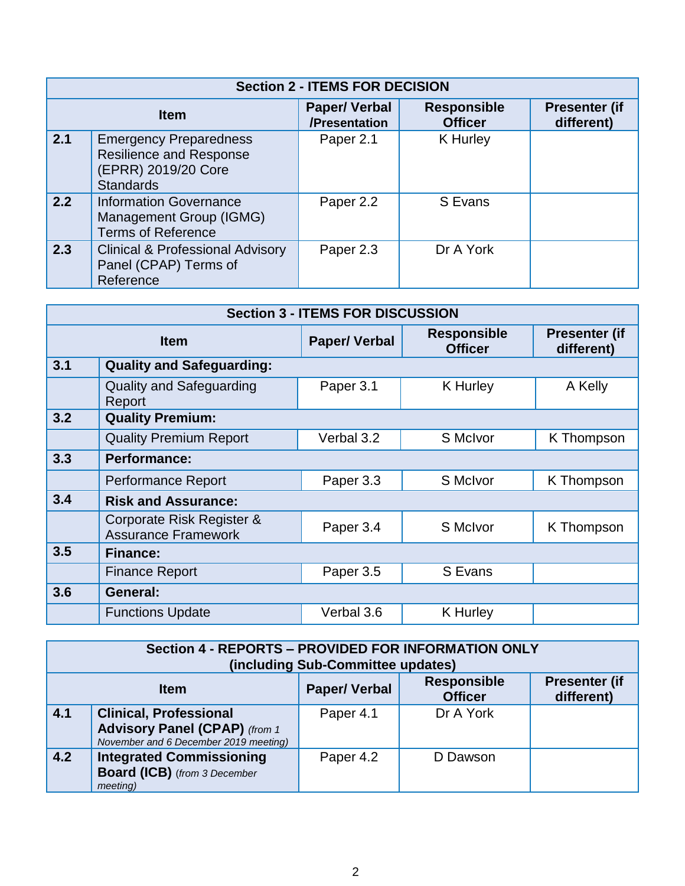| Section 2 - ITEMS FOR DECISION | | | | |
|---|---|---|---|---|
| **Item** | | **Paper/ Verbal /Presentation** | **Responsible Officer** | **Presenter (if different)** |
| **2.1** | Emergency Preparedness Resilience and Response (EPRR) 2019/20 Core Standards | Paper 2.1 | K Hurley | |
| **2.2** | Information Governance Management Group (IGMG) Terms of Reference | Paper 2.2 | S Evans | |
| **2.3** | Clinical & Professional Advisory Panel (CPAP) Terms of Reference | Paper 2.3 | Dr A York | |

| Section 3 - ITEMS FOR DISCUSSION | | | | |
|---|---|---|---|---|
| **Item** | | **Paper/ Verbal** | **Responsible Officer** | **Presenter (if different)** |
| **3.1** | **Quality and Safeguarding:** | | | |
| | Quality and Safeguarding Report | Paper 3.1 | K Hurley | A Kelly |
| **3.2** | **Quality Premium:** | | | |
| | Quality Premium Report | Verbal 3.2 | S McIvor | K Thompson |
| **3.3** | **Performance:** | | | |
| | Performance Report | Paper 3.3 | S McIvor | K Thompson |
| **3.4** | **Risk and Assurance:** | | | |
| | Corporate Risk Register & Assurance Framework | Paper 3.4 | S McIvor | K Thompson |
| **3.5** | **Finance:** | | | |
| | Finance Report | Paper 3.5 | S Evans | |
| **3.6** | **General:** | | | |
| | Functions Update | Verbal 3.6 | K Hurley | |

| Section 4 - REPORTS – PROVIDED FOR INFORMATION ONLY (including Sub-Committee updates) | | | | |
|---|---|---|---|---|
| **Item** | | **Paper/ Verbal** | **Responsible Officer** | **Presenter (if different)** |
| **4.1** | **Clinical, Professional Advisory Panel (CPAP)** *(from 1 November and 6 December 2019 meeting)* | Paper 4.1 | Dr A York | |
| **4.2** | **Integrated Commissioning Board (ICB)** *(from 3 December meeting)* | Paper 4.2 | D Dawson | |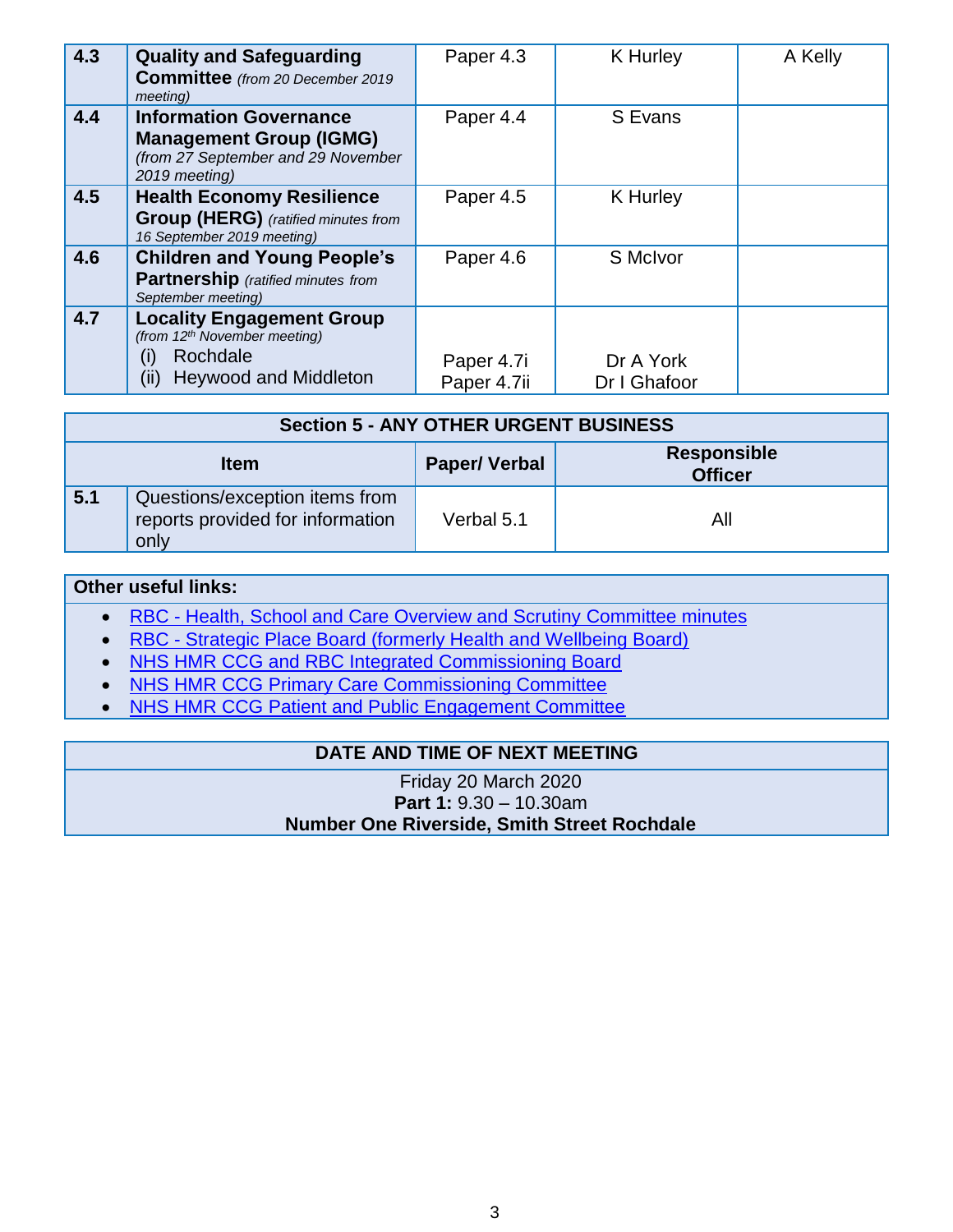| | | | | |
|---|---|---|---|---|
| 4.3 | **Quality and Safeguarding Committee** *(from 20 December 2019 meeting)* | Paper 4.3 | K Hurley | A Kelly |
| 4.4 | **Information Governance Management Group (IGMG)** *(from 27 September and 29 November 2019 meeting)* | Paper 4.4 | S Evans | |
| 4.5 | **Health Economy Resilience Group (HERG)** *(ratified minutes from 16 September 2019 meeting)* | Paper 4.5 | K Hurley | |
| 4.6 | **Children and Young People's Partnership** *(ratified minutes from September meeting)* | Paper 4.6 | S McIvor | |
| 4.7 | **Locality Engagement Group** *(from 12th November meeting)*<br>(i) Rochdale<br>(ii) Heywood and Middleton | <br>Paper 4.7i<br>Paper 4.7ii | <br>Dr A York<br>Dr I Ghafoor | |

**Section 5 - ANY OTHER URGENT BUSINESS**

| Item | | Paper/ Verbal | Responsible Officer |
|---|---|---|---|
| 5.1 | Questions/exception items from reports provided for information only | Verbal 5.1 | All |

**Other useful links:**

- RBC - Health, School and Care Overview and Scrutiny Committee minutes
- RBC - Strategic Place Board (formerly Health and Wellbeing Board)
- NHS HMR CCG and RBC Integrated Commissioning Board
- NHS HMR CCG Primary Care Commissioning Committee
- NHS HMR CCG Patient and Public Engagement Committee

**DATE AND TIME OF NEXT MEETING**

Friday 20 March 2020
**Part 1:** 9.30 – 10.30am
**Number One Riverside, Smith Street Rochdale**